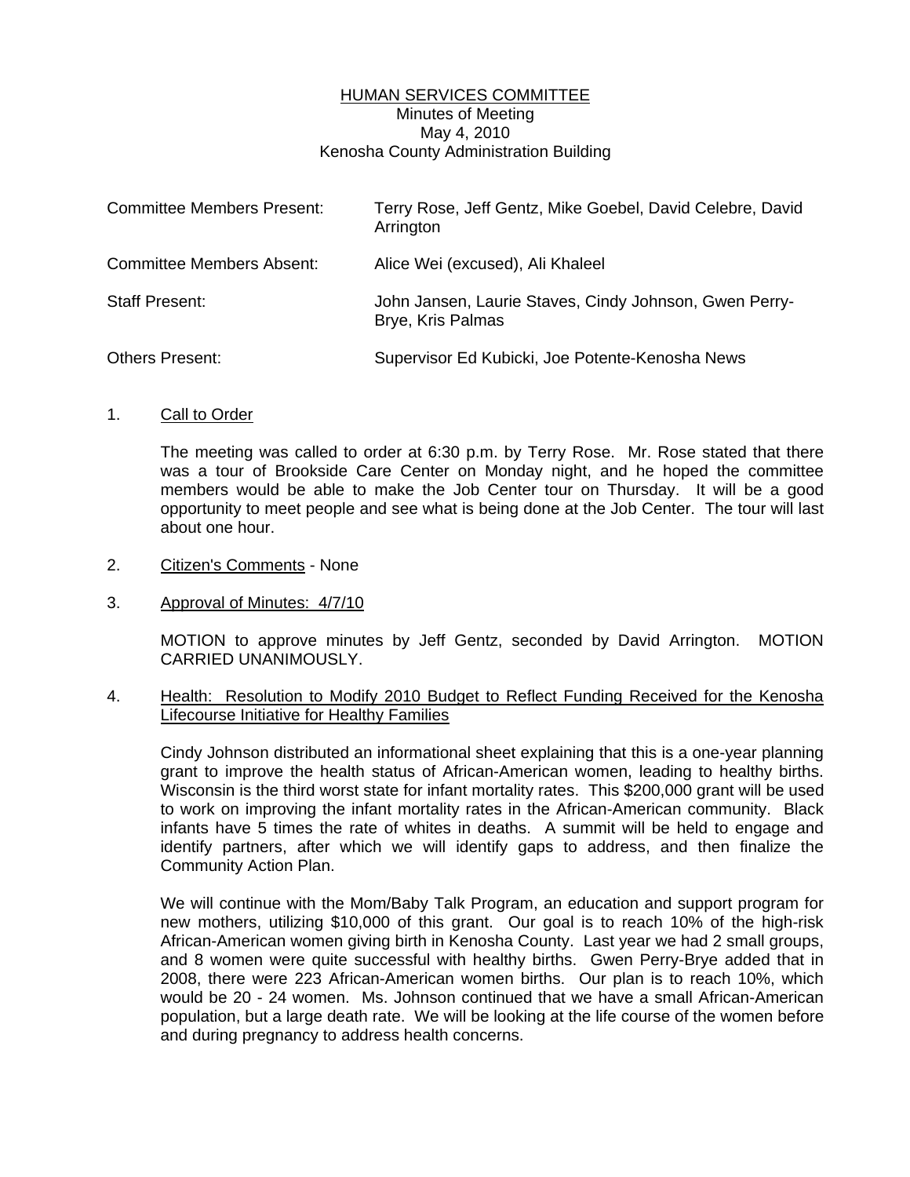# HUMAN SERVICES COMMITTEE

Minutes of Meeting
May 4, 2010
Kenosha County Administration Building

| | |
|---|---|
| Committee Members Present: | Terry Rose, Jeff Gentz, Mike Goebel, David Celebre, David Arrington |
| Committee Members Absent: | Alice Wei (excused), Ali Khaleel |
| Staff Present: | John Jansen, Laurie Staves, Cindy Johnson, Gwen Perry-Brye, Kris Palmas |
| Others Present: | Supervisor Ed Kubicki, Joe Potente-Kenosha News |

1. Call to Order

   The meeting was called to order at 6:30 p.m. by Terry Rose. Mr. Rose stated that there was a tour of Brookside Care Center on Monday night, and he hoped the committee members would be able to make the Job Center tour on Thursday. It will be a good opportunity to meet people and see what is being done at the Job Center. The tour will last about one hour.

2. Citizen's Comments - None

3. Approval of Minutes: 4/7/10

   MOTION to approve minutes by Jeff Gentz, seconded by David Arrington. MOTION CARRIED UNANIMOUSLY.

4. Health: Resolution to Modify 2010 Budget to Reflect Funding Received for the Kenosha Lifecourse Initiative for Healthy Families

   Cindy Johnson distributed an informational sheet explaining that this is a one-year planning grant to improve the health status of African-American women, leading to healthy births. Wisconsin is the third worst state for infant mortality rates. This $200,000 grant will be used to work on improving the infant mortality rates in the African-American community. Black infants have 5 times the rate of whites in deaths. A summit will be held to engage and identify partners, after which we will identify gaps to address, and then finalize the Community Action Plan.

   We will continue with the Mom/Baby Talk Program, an education and support program for new mothers, utilizing $10,000 of this grant. Our goal is to reach 10% of the high-risk African-American women giving birth in Kenosha County. Last year we had 2 small groups, and 8 women were quite successful with healthy births. Gwen Perry-Brye added that in 2008, there were 223 African-American women births. Our plan is to reach 10%, which would be 20 - 24 women. Ms. Johnson continued that we have a small African-American population, but a large death rate. We will be looking at the life course of the women before and during pregnancy to address health concerns.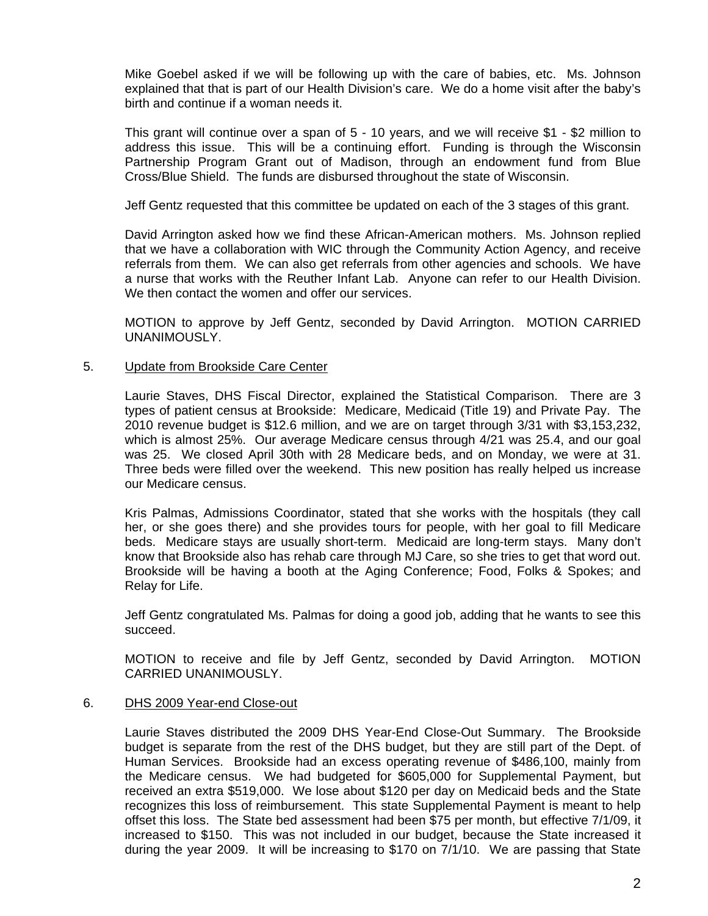Mike Goebel asked if we will be following up with the care of babies, etc. Ms. Johnson explained that that is part of our Health Division's care. We do a home visit after the baby's birth and continue if a woman needs it.

This grant will continue over a span of 5 - 10 years, and we will receive $1 - $2 million to address this issue. This will be a continuing effort. Funding is through the Wisconsin Partnership Program Grant out of Madison, through an endowment fund from Blue Cross/Blue Shield. The funds are disbursed throughout the state of Wisconsin.

Jeff Gentz requested that this committee be updated on each of the 3 stages of this grant.

David Arrington asked how we find these African-American mothers. Ms. Johnson replied that we have a collaboration with WIC through the Community Action Agency, and receive referrals from them. We can also get referrals from other agencies and schools. We have a nurse that works with the Reuther Infant Lab. Anyone can refer to our Health Division. We then contact the women and offer our services.

MOTION to approve by Jeff Gentz, seconded by David Arrington. MOTION CARRIED UNANIMOUSLY.

5. Update from Brookside Care Center

Laurie Staves, DHS Fiscal Director, explained the Statistical Comparison. There are 3 types of patient census at Brookside: Medicare, Medicaid (Title 19) and Private Pay. The 2010 revenue budget is $12.6 million, and we are on target through 3/31 with $3,153,232, which is almost 25%. Our average Medicare census through 4/21 was 25.4, and our goal was 25. We closed April 30th with 28 Medicare beds, and on Monday, we were at 31. Three beds were filled over the weekend. This new position has really helped us increase our Medicare census.

Kris Palmas, Admissions Coordinator, stated that she works with the hospitals (they call her, or she goes there) and she provides tours for people, with her goal to fill Medicare beds. Medicare stays are usually short-term. Medicaid are long-term stays. Many don't know that Brookside also has rehab care through MJ Care, so she tries to get that word out. Brookside will be having a booth at the Aging Conference; Food, Folks & Spokes; and Relay for Life.

Jeff Gentz congratulated Ms. Palmas for doing a good job, adding that he wants to see this succeed.

MOTION to receive and file by Jeff Gentz, seconded by David Arrington. MOTION CARRIED UNANIMOUSLY.

6. DHS 2009 Year-end Close-out

Laurie Staves distributed the 2009 DHS Year-End Close-Out Summary. The Brookside budget is separate from the rest of the DHS budget, but they are still part of the Dept. of Human Services. Brookside had an excess operating revenue of $486,100, mainly from the Medicare census. We had budgeted for $605,000 for Supplemental Payment, but received an extra $519,000. We lose about $120 per day on Medicaid beds and the State recognizes this loss of reimbursement. This state Supplemental Payment is meant to help offset this loss. The State bed assessment had been $75 per month, but effective 7/1/09, it increased to $150. This was not included in our budget, because the State increased it during the year 2009. It will be increasing to $170 on 7/1/10. We are passing that State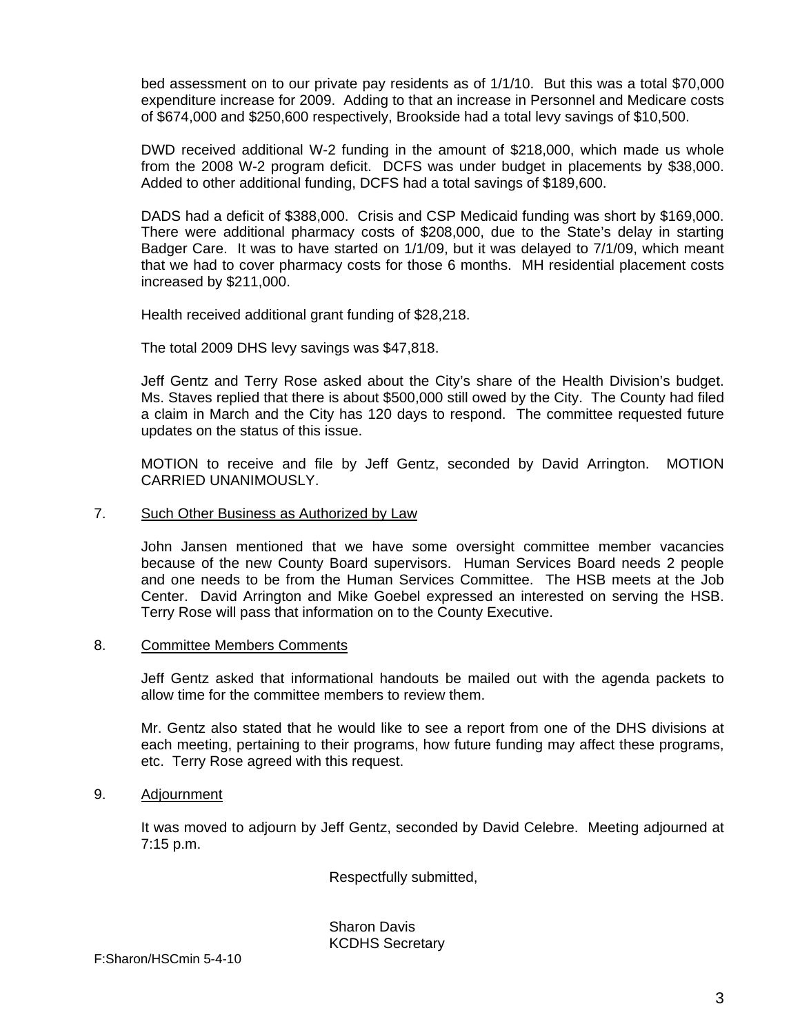bed assessment on to our private pay residents as of 1/1/10. But this was a total $70,000 expenditure increase for 2009. Adding to that an increase in Personnel and Medicare costs of $674,000 and $250,600 respectively, Brookside had a total levy savings of $10,500.

DWD received additional W-2 funding in the amount of $218,000, which made us whole from the 2008 W-2 program deficit. DCFS was under budget in placements by $38,000. Added to other additional funding, DCFS had a total savings of $189,600.

DADS had a deficit of $388,000. Crisis and CSP Medicaid funding was short by $169,000. There were additional pharmacy costs of $208,000, due to the State's delay in starting Badger Care. It was to have started on 1/1/09, but it was delayed to 7/1/09, which meant that we had to cover pharmacy costs for those 6 months. MH residential placement costs increased by $211,000.

Health received additional grant funding of $28,218.

The total 2009 DHS levy savings was $47,818.

Jeff Gentz and Terry Rose asked about the City's share of the Health Division's budget. Ms. Staves replied that there is about $500,000 still owed by the City. The County had filed a claim in March and the City has 120 days to respond. The committee requested future updates on the status of this issue.

MOTION to receive and file by Jeff Gentz, seconded by David Arrington. MOTION CARRIED UNANIMOUSLY.

7. Such Other Business as Authorized by Law

John Jansen mentioned that we have some oversight committee member vacancies because of the new County Board supervisors. Human Services Board needs 2 people and one needs to be from the Human Services Committee. The HSB meets at the Job Center. David Arrington and Mike Goebel expressed an interested on serving the HSB. Terry Rose will pass that information on to the County Executive.

8. Committee Members Comments

Jeff Gentz asked that informational handouts be mailed out with the agenda packets to allow time for the committee members to review them.

Mr. Gentz also stated that he would like to see a report from one of the DHS divisions at each meeting, pertaining to their programs, how future funding may affect these programs, etc. Terry Rose agreed with this request.

9. Adjournment

It was moved to adjourn by Jeff Gentz, seconded by David Celebre. Meeting adjourned at 7:15 p.m.

Respectfully submitted,

Sharon Davis
KCDHS Secretary

F:Sharon/HSCmin 5-4-10